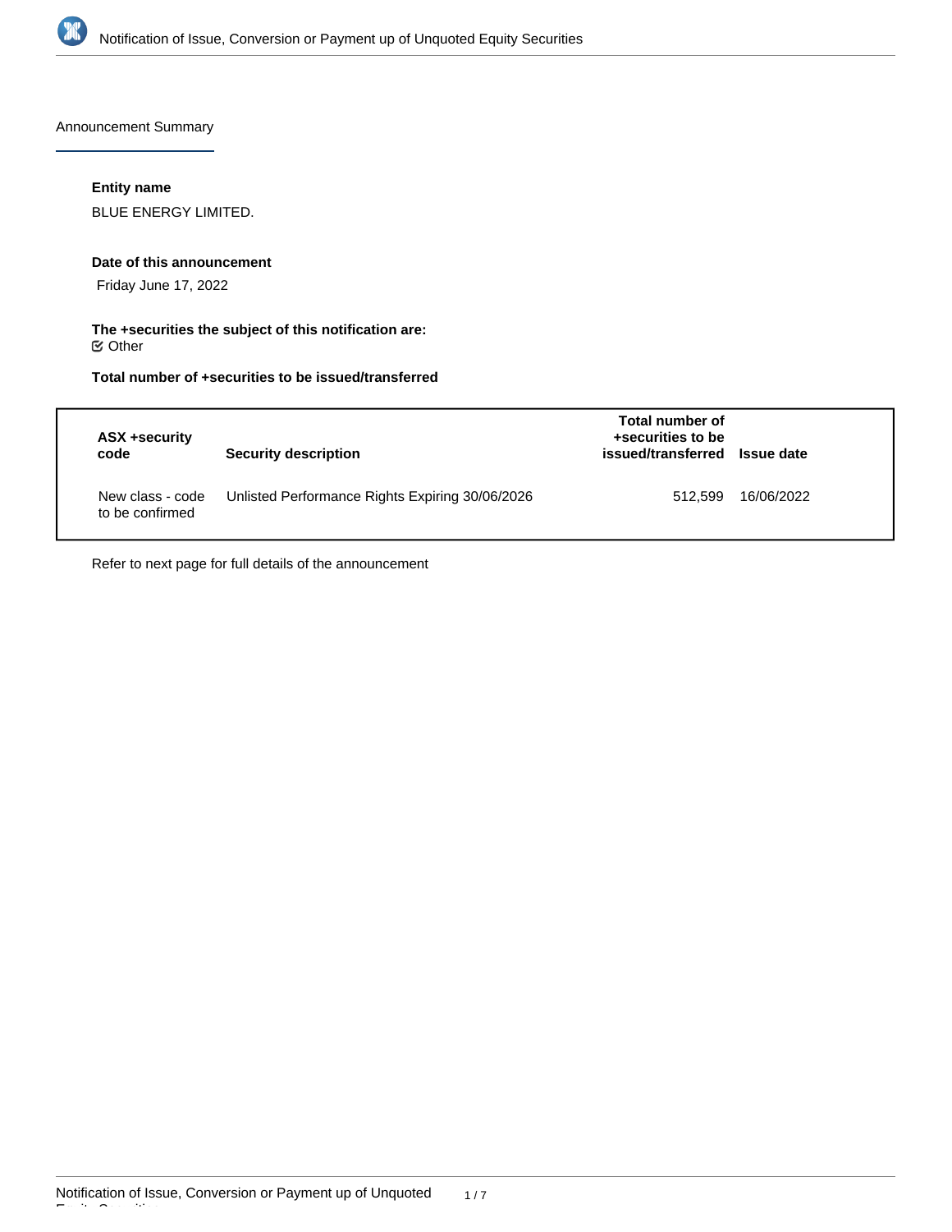Announcement Summary

**Entity name**

BLUE ENERGY LIMITED.

**Date of this announcement**

Friday June 17, 2022

**The +securities the subject of this notification are:**

Other

**Total number of +securities to be issued/transferred**

| ASX +security code | Security description | Total number of +securities to be issued/transferred | Issue date |
|---|---|---|---|
| New class - code to be confirmed | Unlisted Performance Rights Expiring 30/06/2026 | 512,599 | 16/06/2022 |

Refer to next page for full details of the announcement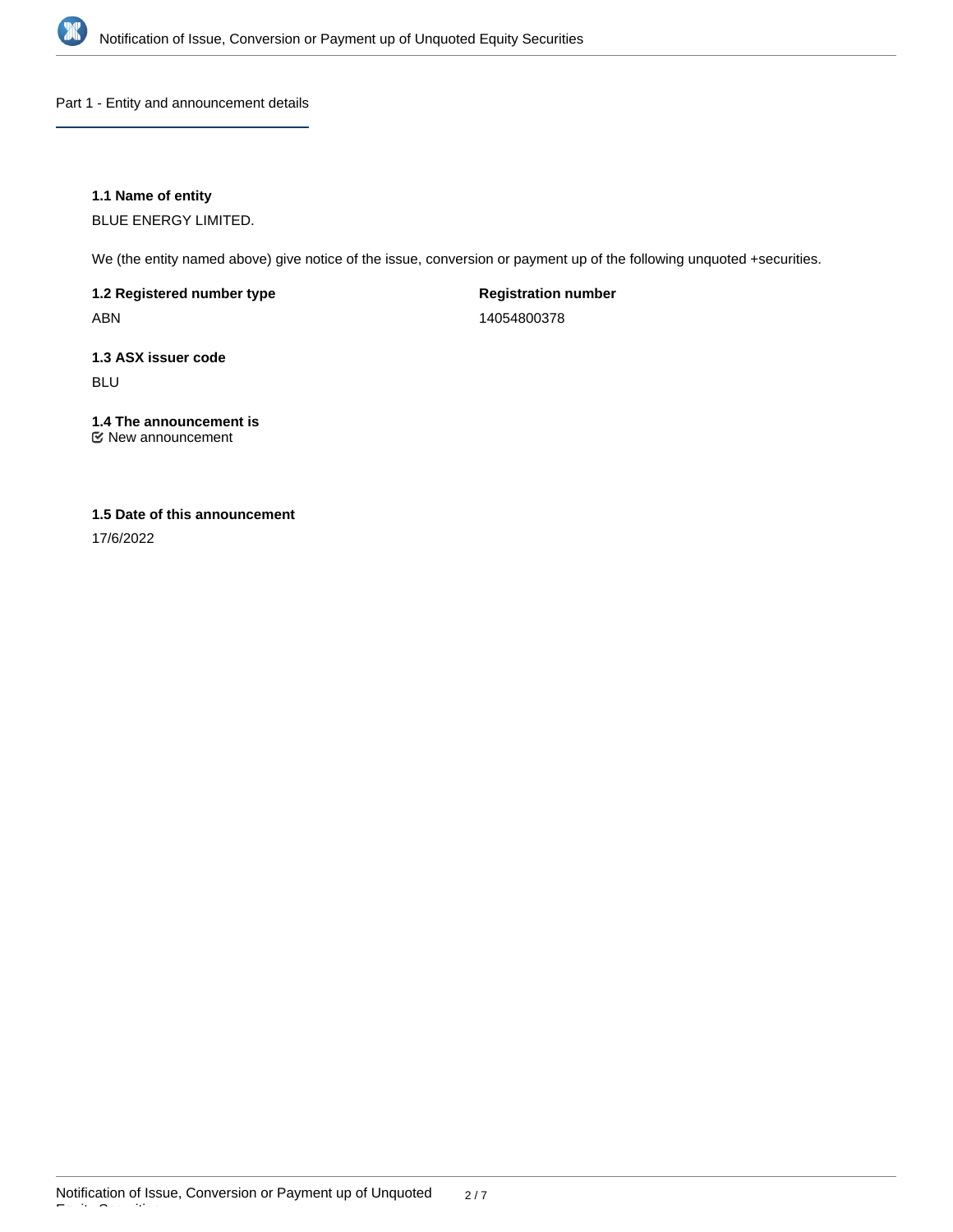## Part 1 - Entity and announcement details

**1.1 Name of entity**

BLUE ENERGY LIMITED.

We (the entity named above) give notice of the issue, conversion or payment up of the following unquoted +securities.

**1.2 Registered number type**

ABN

**Registration number**

14054800378

**1.3 ASX issuer code**

BLU

**1.4 The announcement is**

☑ New announcement

**1.5 Date of this announcement**

17/6/2022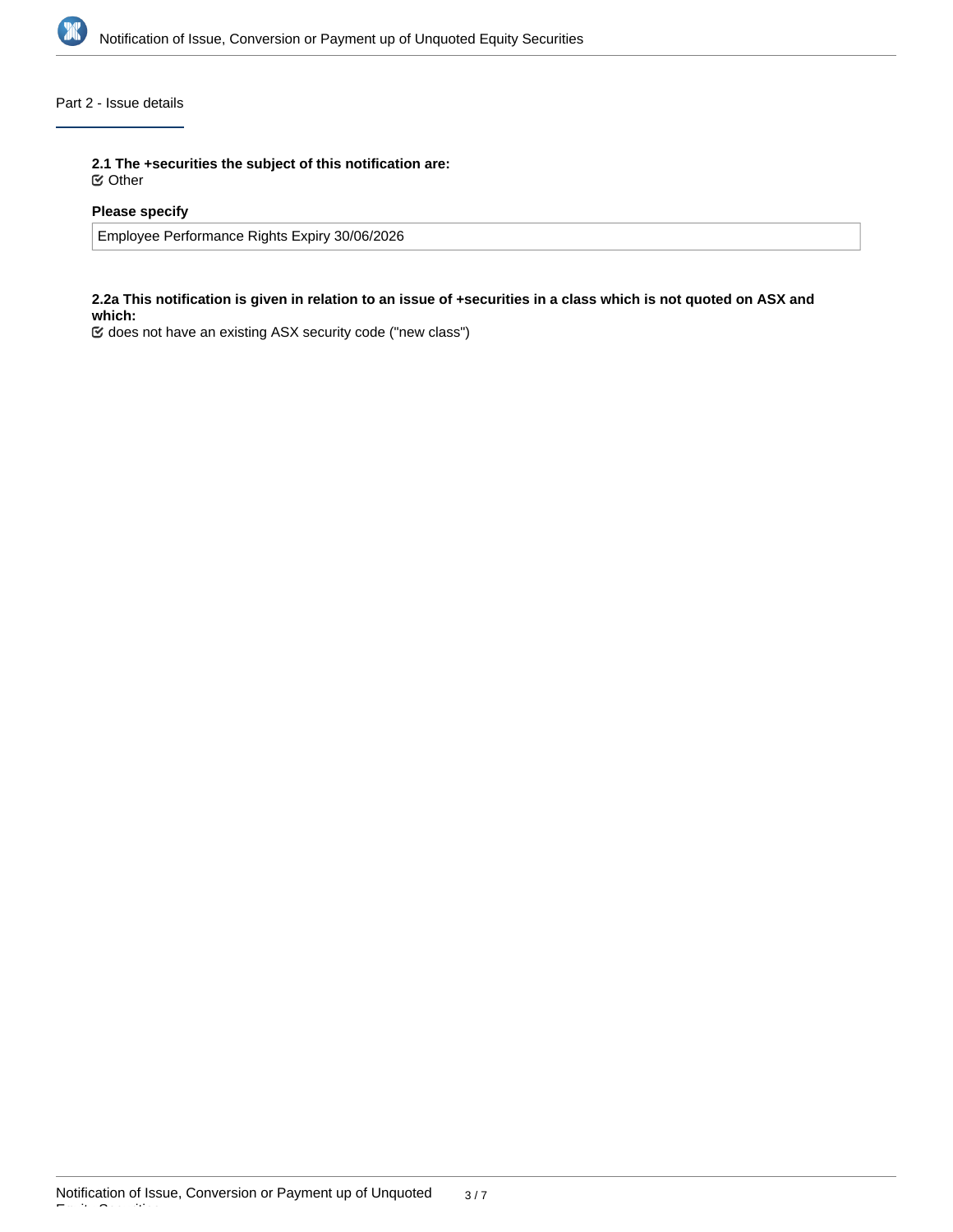## Part 2 - Issue details

**2.1 The +securities the subject of this notification are:**

☑ Other

**Please specify**

Employee Performance Rights Expiry 30/06/2026

**2.2a This notification is given in relation to an issue of +securities in a class which is not quoted on ASX and which:**

☑ does not have an existing ASX security code ("new class")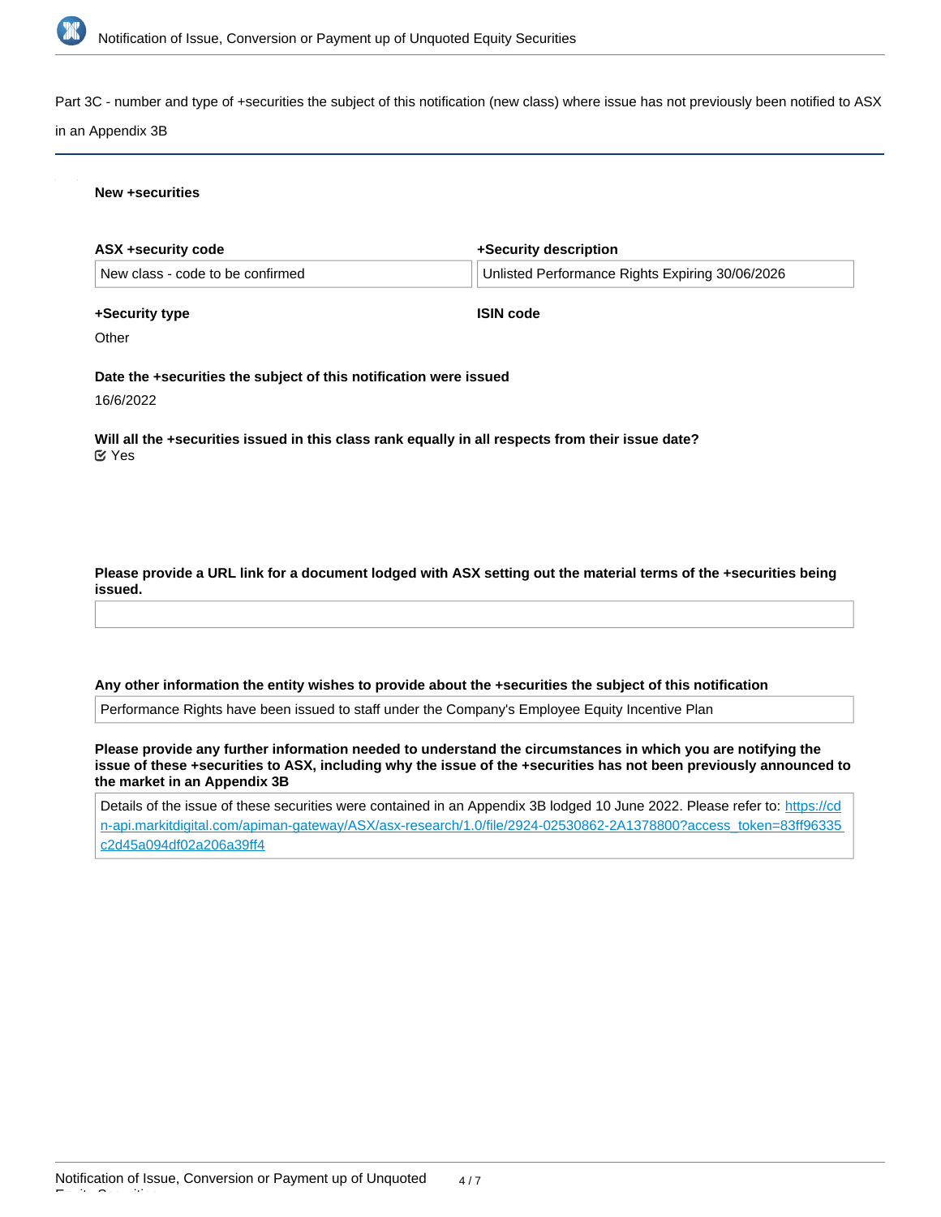Part 3C - number and type of +securities the subject of this notification (new class) where issue has not previously been notified to ASX in an Appendix 3B

**New +securities**

**ASX +security code**

New class - code to be confirmed

**+Security description**

Unlisted Performance Rights Expiring 30/06/2026

**+Security type**

Other

**ISIN code**

**Date the +securities the subject of this notification were issued**

16/6/2022

**Will all the +securities issued in this class rank equally in all respects from their issue date?**

Yes

**Please provide a URL link for a document lodged with ASX setting out the material terms of the +securities being issued.**

**Any other information the entity wishes to provide about the +securities the subject of this notification**

Performance Rights have been issued to staff under the Company's Employee Equity Incentive Plan

**Please provide any further information needed to understand the circumstances in which you are notifying the issue of these +securities to ASX, including why the issue of the +securities has not been previously announced to the market in an Appendix 3B**

Details of the issue of these securities were contained in an Appendix 3B lodged 10 June 2022. Please refer to: https://cdn-api.markitdigital.com/apiman-gateway/ASX/asx-research/1.0/file/2924-02530862-2A1378800?access_token=83ff96335c2d45a094df02a206a39ff4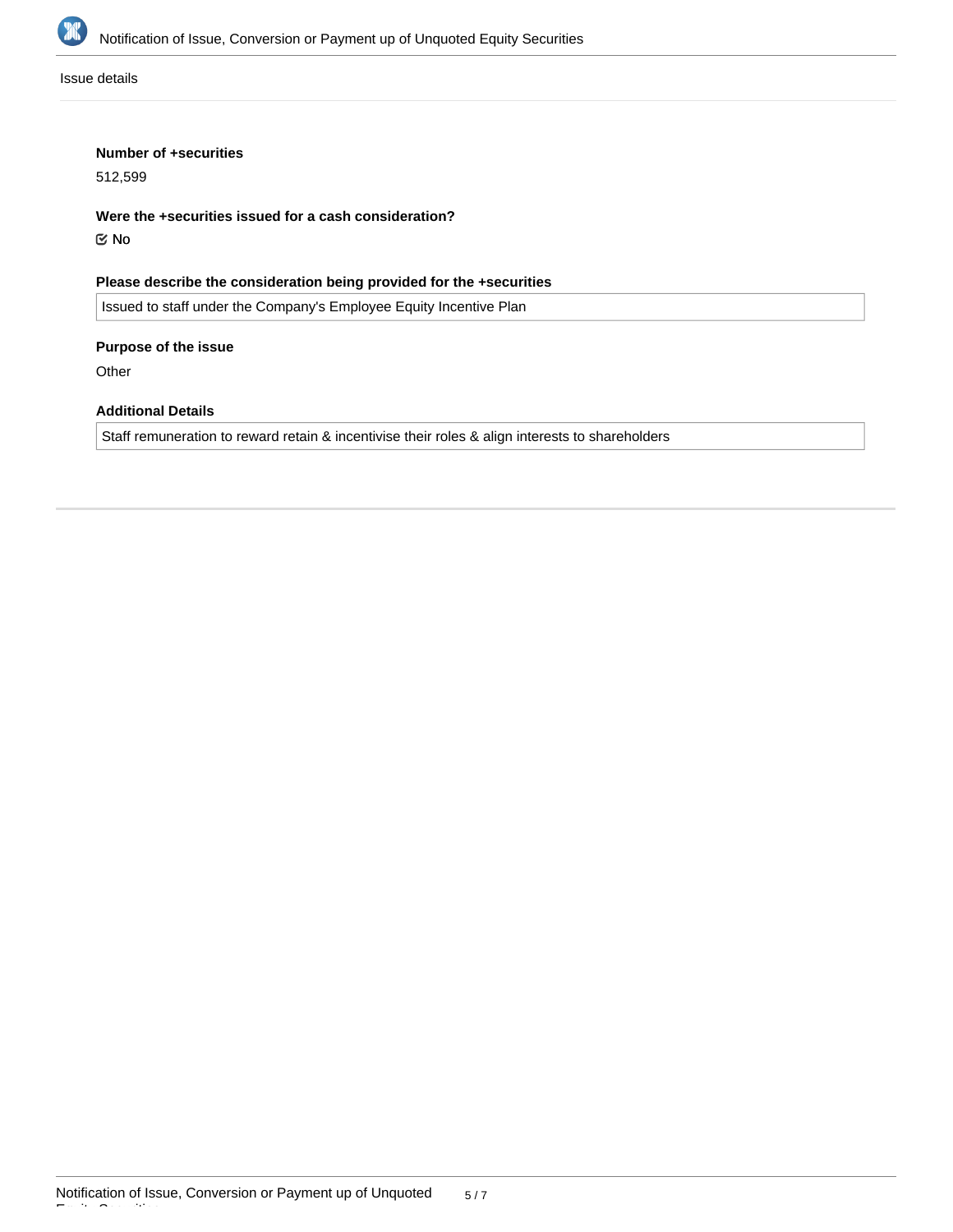Issue details

**Number of +securities**

512,599

**Were the +securities issued for a cash consideration?**

☑ No

**Please describe the consideration being provided for the +securities**

Issued to staff under the Company's Employee Equity Incentive Plan

**Purpose of the issue**

Other

**Additional Details**

Staff remuneration to reward retain & incentivise their roles & align interests to shareholders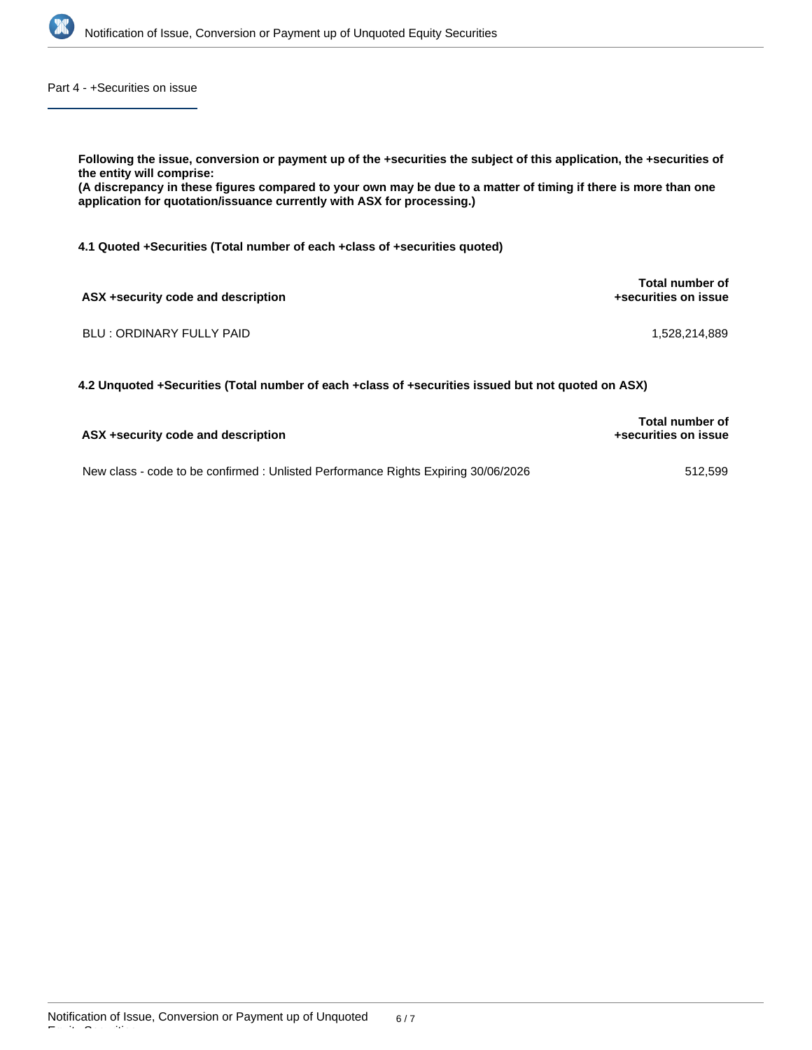## Part 4 - +Securities on issue

**Following the issue, conversion or payment up of the +securities the subject of this application, the +securities of the entity will comprise:**
**(A discrepancy in these figures compared to your own may be due to a matter of timing if there is more than one application for quotation/issuance currently with ASX for processing.)**

**4.1 Quoted +Securities (Total number of each +class of +securities quoted)**

| ASX +security code and description | Total number of +securities on issue |
|---|---|
| BLU : ORDINARY FULLY PAID | 1,528,214,889 |

**4.2 Unquoted +Securities (Total number of each +class of +securities issued but not quoted on ASX)**

| ASX +security code and description | Total number of +securities on issue |
|---|---|
| New class - code to be confirmed : Unlisted Performance Rights Expiring 30/06/2026 | 512,599 |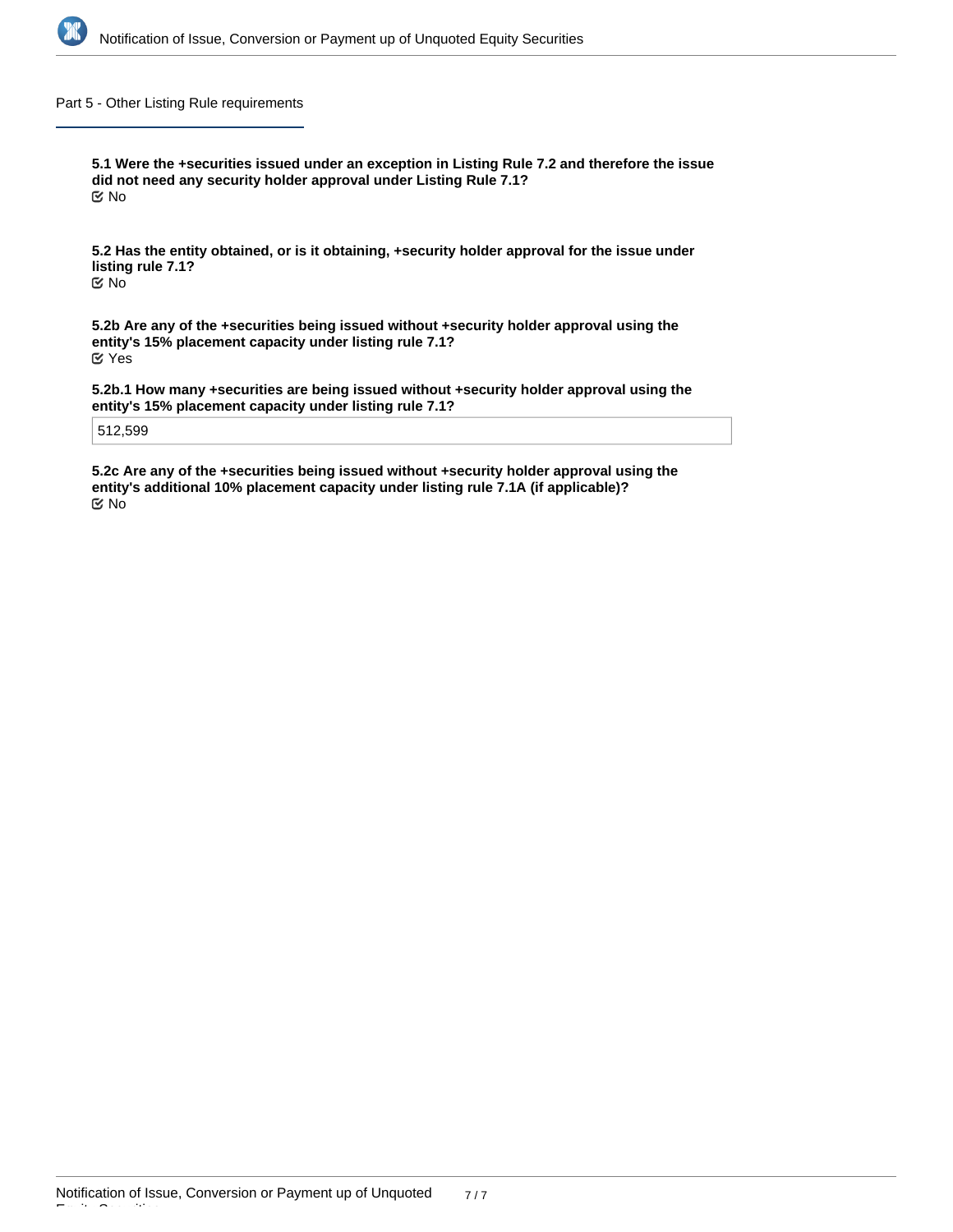## Part 5 - Other Listing Rule requirements

**5.1 Were the +securities issued under an exception in Listing Rule 7.2 and therefore the issue did not need any security holder approval under Listing Rule 7.1?**

No

**5.2 Has the entity obtained, or is it obtaining, +security holder approval for the issue under listing rule 7.1?**

No

**5.2b Are any of the +securities being issued without +security holder approval using the entity's 15% placement capacity under listing rule 7.1?**

Yes

**5.2b.1 How many +securities are being issued without +security holder approval using the entity's 15% placement capacity under listing rule 7.1?**

512,599

**5.2c Are any of the +securities being issued without +security holder approval using the entity's additional 10% placement capacity under listing rule 7.1A (if applicable)?**

No